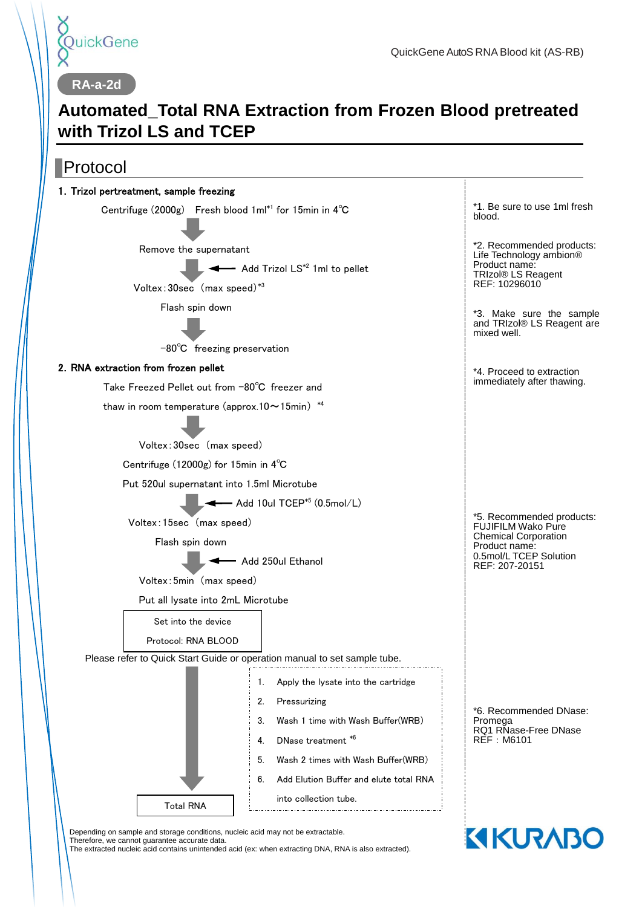QuickGene

QuickGene AutoS RNA Blood kit (AS-RB)

RA-a-2d

# Automated_Total RNA Extraction from Frozen Blood pretreated with Trizol LS and TCEP

## Protocol

### 1. Trizol pertreatment, sample freezing

Centrifuge (2000g) Fresh blood 1ml[*1] for 15min in 4℃

↓

Remove the supernatant

↓ ← Add Trizol LS[*2] 1ml to pellet

Voltex : 30sec (max speed)[*3]

Flash spin down

↓

−80℃ freezing preservation

### 2. RNA extraction from frozen pellet

Take Freezed Pellet out from −80℃ freezer and thaw in room temperature (approx.10～15min) [*4]

↓

Voltex : 30sec (max speed)

Centrifuge (12000g) for 15min in 4℃

Put 520ul supernatant into 1.5ml Microtube

↓ ← Add 10ul TCEP[*5] (0.5mol/L)

Voltex : 15sec (max speed)

Flash spin down

↓ ← Add 250ul Ethanol

Voltex : 5min (max speed)

Put all lysate into 2mL Microtube

Set into the device

Protocol: RNA BLOOD

Please refer to Quick Start Guide or operation manual to set sample tube.

↓

1. Apply the lysate into the cartridge
2. Pressurizing
3. Wash 1 time with Wash Buffer(WRB)
4. DNase treatment [*6]
5. Wash 2 times with Wash Buffer(WRB)
6. Add Elution Buffer and elute total RNA into collection tube.

Total RNA

---

*1. Be sure to use 1ml fresh blood.

*2. Recommended products: Life Technology ambion® Product name: TRIzol® LS Reagent REF: 10296010

*3. Make sure the sample and TRIzol® LS Reagent are mixed well.

*4. Proceed to extraction immediately after thawing.

*5. Recommended products: FUJIFILM Wako Pure Chemical Corporation Product name: 0.5mol/L TCEP Solution REF: 207-20151

*6. Recommended DNase: Promega RQ1 RNase-Free DNase REF：M6101

Depending on sample and storage conditions, nucleic acid may not be extractable.
Therefore, we cannot guarantee accurate data.
The extracted nucleic acid contains unintended acid (ex: when extracting DNA, RNA is also extracted).

KURABO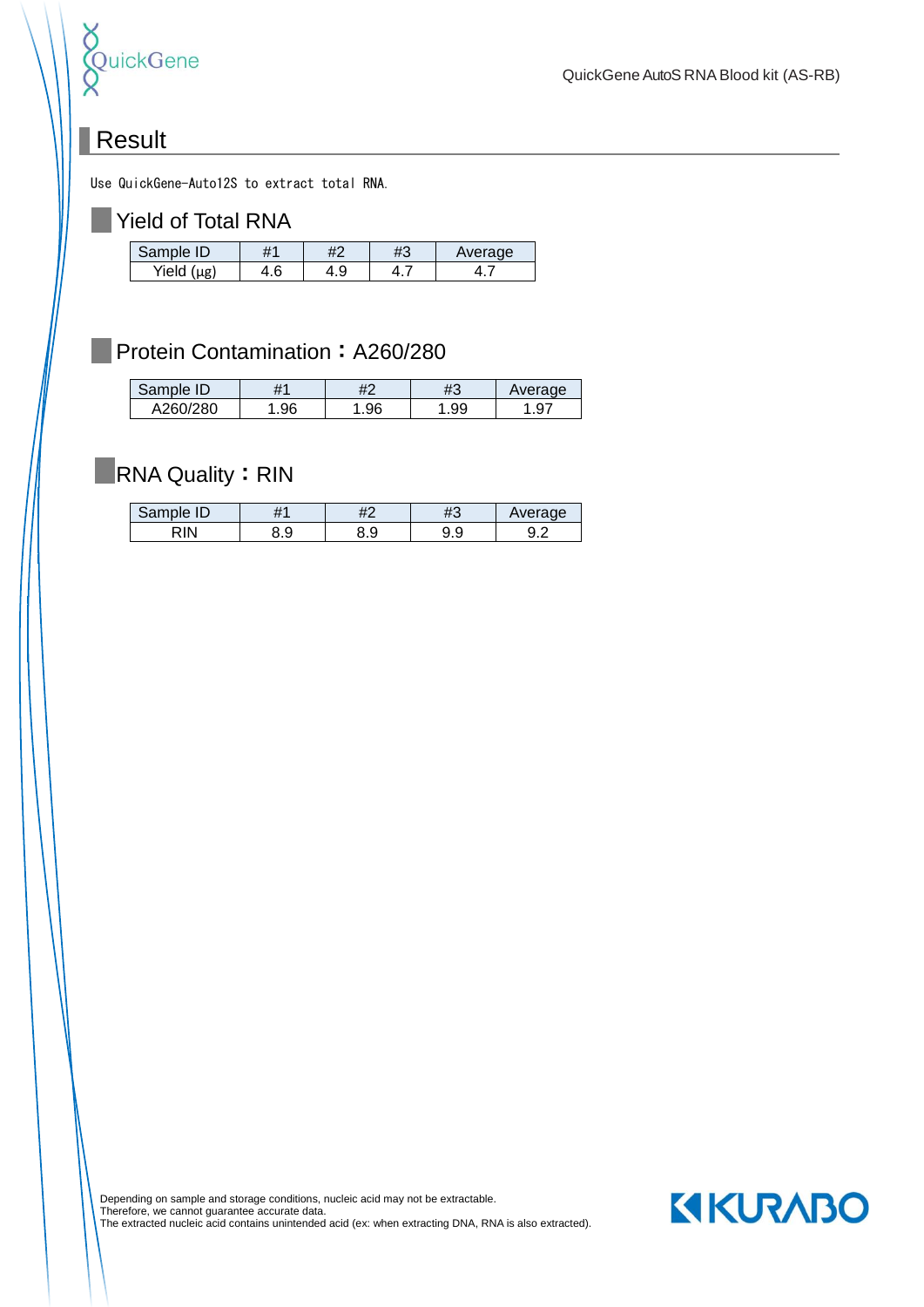## Result

Use QuickGene-Auto12S to extract total RNA.

### Yield of Total RNA

| Sample ID | #1 | #2 | #3 | Average |
|---|---|---|---|---|
| Yield (μg) | 4.6 | 4.9 | 4.7 | 4.7 |

### Protein Contamination：A260/280

| Sample ID | #1 | #2 | #3 | Average |
|---|---|---|---|---|
| A260/280 | 1.96 | 1.96 | 1.99 | 1.97 |

### RNA Quality：RIN

| Sample ID | #1 | #2 | #3 | Average |
|---|---|---|---|---|
| RIN | 8.9 | 8.9 | 9.9 | 9.2 |

Depending on sample and storage conditions, nucleic acid may not be extractable.
Therefore, we cannot guarantee accurate data.
The extracted nucleic acid contains unintended acid (ex: when extracting DNA, RNA is also extracted).

KURABO